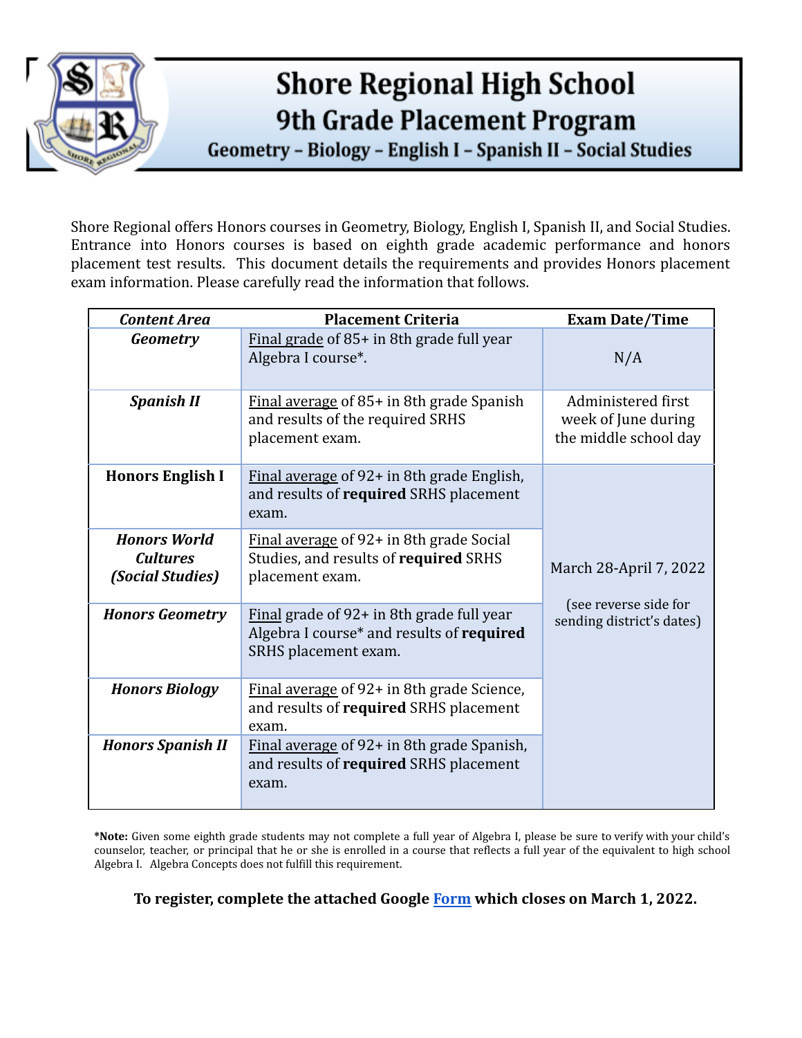# Shore Regional High School
## 9th Grade Placement Program
### Geometry – Biology – English I – Spanish II – Social Studies

Shore Regional offers Honors courses in Geometry, Biology, English I, Spanish II, and Social Studies. Entrance into Honors courses is based on eighth grade academic performance and honors placement test results. This document details the requirements and provides Honors placement exam information. Please carefully read the information that follows.

| *Content Area* | Placement Criteria | Exam Date/Time |
|---|---|---|
| ***Geometry*** | Final grade of 85+ in 8th grade full year Algebra I course*. | N/A |
| ***Spanish II*** | Final average of 85+ in 8th grade Spanish and results of the required SRHS placement exam. | Administered first week of June during the middle school day |
| **Honors English I** | Final average of 92+ in 8th grade English, and results of **required** SRHS placement exam. | March 28-April 7, 2022 (see reverse side for sending district's dates) |
| ***Honors World Cultures (Social Studies)*** | Final average of 92+ in 8th grade Social Studies, and results of **required** SRHS placement exam. | |
| ***Honors Geometry*** | Final grade of 92+ in 8th grade full year Algebra I course* and results of **required** SRHS placement exam. | |
| ***Honors Biology*** | Final average of 92+ in 8th grade Science, and results of **required** SRHS placement exam. | |
| ***Honors Spanish II*** | Final average of 92+ in 8th grade Spanish, and results of **required** SRHS placement exam. | |

***Note:** Given some eighth grade students may not complete a full year of Algebra I, please be sure to verify with your child's counselor, teacher, or principal that he or she is enrolled in a course that reflects a full year of the equivalent to high school Algebra I. Algebra Concepts does not fulfill this requirement.

**To register, complete the attached Google Form which closes on March 1, 2022.**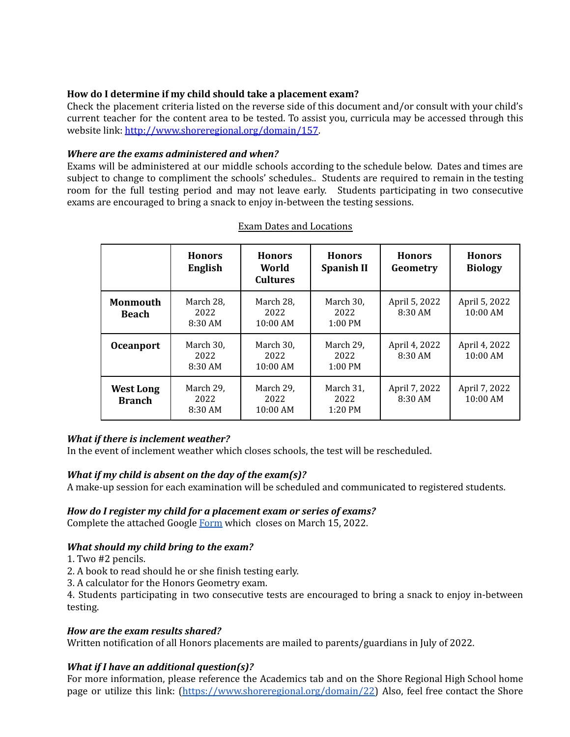**How do I determine if my child should take a placement exam?**
Check the placement criteria listed on the reverse side of this document and/or consult with your child's current teacher for the content area to be tested. To assist you, curricula may be accessed through this website link: [http://www.shoreregional.org/domain/157](http://www.shoreregional.org/domain/157).

***Where are the exams administered and when?***
Exams will be administered at our middle schools according to the schedule below. Dates and times are subject to change to compliment the schools' schedules.. Students are required to remain in the testing room for the full testing period and may not leave early. Students participating in two consecutive exams are encouraged to bring a snack to enjoy in-between the testing sessions.

Exam Dates and Locations

| | Honors English | Honors World Cultures | Honors Spanish II | Honors Geometry | Honors Biology |
|---|---|---|---|---|---|
| **Monmouth Beach** | March 28, 2022 8:30 AM | March 28, 2022 10:00 AM | March 30, 2022 1:00 PM | April 5, 2022 8:30 AM | April 5, 2022 10:00 AM |
| **Oceanport** | March 30, 2022 8:30 AM | March 30, 2022 10:00 AM | March 29, 2022 1:00 PM | April 4, 2022 8:30 AM | April 4, 2022 10:00 AM |
| **West Long Branch** | March 29, 2022 8:30 AM | March 29, 2022 10:00 AM | March 31, 2022 1:20 PM | April 7, 2022 8:30 AM | April 7, 2022 10:00 AM |

***What if there is inclement weather?***
In the event of inclement weather which closes schools, the test will be rescheduled.

***What if my child is absent on the day of the exam(s)?***
A make-up session for each examination will be scheduled and communicated to registered students.

***How do I register my child for a placement exam or series of exams?***
Complete the attached Google [Form](Form) which closes on March 15, 2022.

***What should my child bring to the exam?***
1. Two #2 pencils.
2. A book to read should he or she finish testing early.
3. A calculator for the Honors Geometry exam.
4. Students participating in two consecutive tests are encouraged to bring a snack to enjoy in-between testing.

***How are the exam results shared?***
Written notification of all Honors placements are mailed to parents/guardians in July of 2022.

***What if I have an additional question(s)?***
For more information, please reference the Academics tab and on the Shore Regional High School home page or utilize this link: ([https://www.shoreregional.org/domain/22](https://www.shoreregional.org/domain/22)) Also, feel free contact the Shore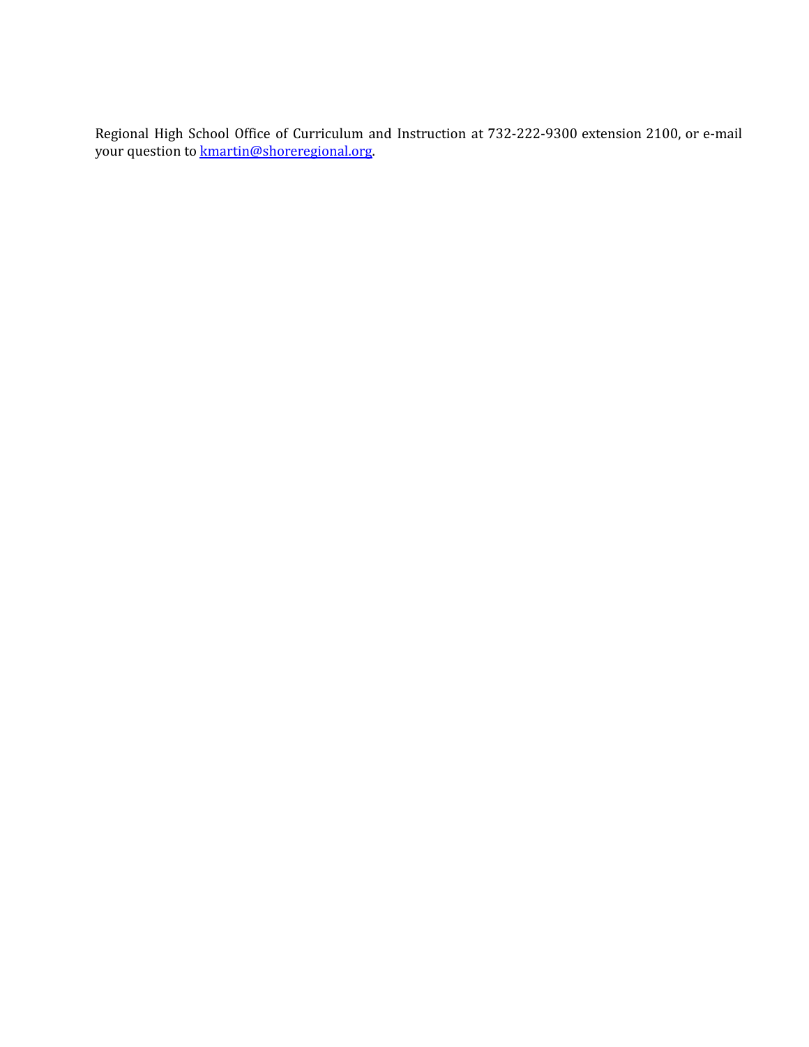Regional High School Office of Curriculum and Instruction at 732-222-9300 extension 2100, or e-mail your question to [kmartin@shoreregional.org](mailto:kmartin@shoreregional.org).